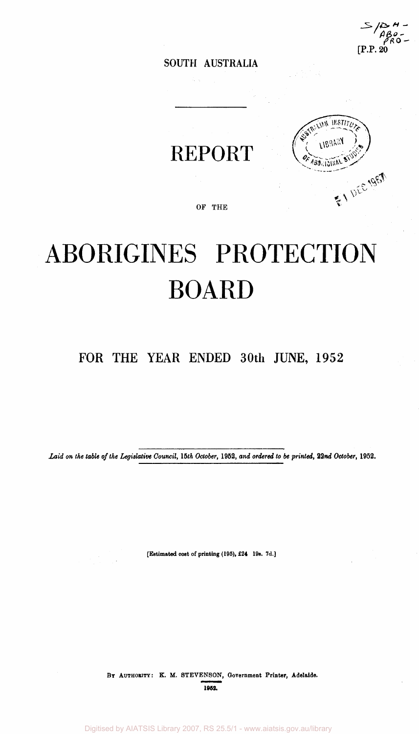[P.P. 20

SOUTH AUSTRALIA

# REPORT

OF THE

# ABORIGINES PROTECTION BOARD

## FOR THE YEAR ENDED 30th JUNE, 1952

*Laid on the table of the Legislative Council, 15th October, 1952, and ordered to be printed, 22nd October, 1952.*

[Estimated cost of printing (195), £24 19s. 7d.]

BY AUTHORITY: K. M. STEVENSON, Government Printer, Adelaide.

1952.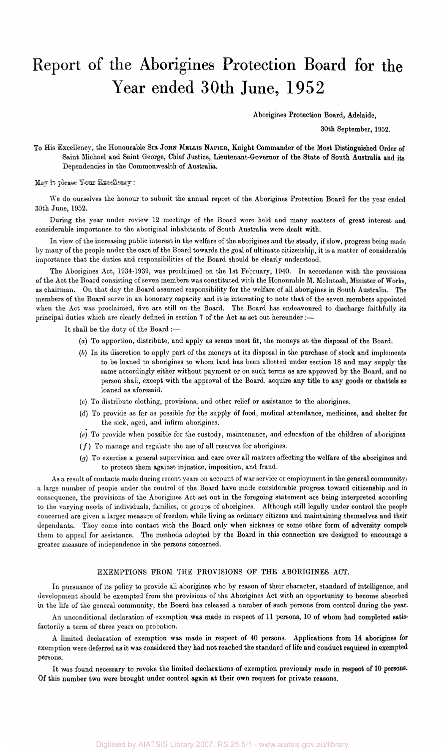# Report of the Aborigines Protection Board for the Year ended 30th June, 1952

Aborigines Protection Board, Adelaide,

30th September, 1952.

To His Excellency, the Honourable SIR JOHN MELLIS NAPIER, Knight Commander of the Most Distinguished Order of Saint Michael and Saint George, Chief Justice, Lieutenant-Governor of the State of South Australia and its Dependencies in the Commonwealth of Australia.

May it please Your Excellency :

We do ourselves the honour to submit the annual report of the Aborigines Protection Board for the year ended 30th June, 1952.

During the year under review 12 meetings of the Board were held and many matters of great interest and considerable importance to the aboriginal inhabitants of South Australia were dealt with.

In view of the increasing public interest in the welfare of the aborigines and the steady, if slow, progress being made by many of the people under the care of the Board towards the goal of ultimate citizenship, it is a matter of considerable importance that the duties and responsibilities of the Board should be clearly understood.

The Aborigines Act, 1934-1939, was proclaimed on the 1st February, 1940. In accordance with the provisions of the Act the Board consisting of seven members was constituted with the Honourable M. McIntosh, Minister of Works, as chairman. On that day the Board assumed responsibility for the welfare of all aborigines in South Australia. The members of the Board serve in an honorary capacity and it is interesting to note that of the seven members appointed when the Act was proclaimed, five are still on the Board. The Board has endeavoured to discharge faithfully its principal duties which are clearly defined in section 7 of the Act as set out hereunder :—

It shall be the duty of the Board :—

(*a*) To apportion, distribute, and apply as seems most fit, the moneys at the disposal of the Board.

(*b*) In its discretion to apply part of the moneys at its disposal in the purchase of stock and implements to be loaned to aborigines to whom land has been allotted under section 18 and may supply the same accordingly either without payment or on such terms as are approved by the Board, and no person shall, except with the approval of the Board, acquire any title to any goods or chattels so loaned as aforesaid.

(*c*) To distribute clothing, provisions, and other relief or assistance to the aborigines.

(*d*) To provide as far as possible for the supply of food, medical attendance, medicines, and shelter for the sick, aged, and infirm aborigines.

(*e*) To provide when possible for the custody, maintenance, and education of the children of aborigines

(*f*) To manage and regulate the use of all reserves for aborigines.

(*g*) To exercise a general supervision and care over all matters affecting the welfare of the aborigines and to protect them against injustice, imposition, and fraud.

As a result of contacts made during recent years on account of war service or employment in the general community, a large number of people under the control of the Board have made considerable progress toward citizenship and in consequence, the provisions of the Aborigines Act set out in the foregoing statement are being interpreted according to the varying needs of individuals, families, or groups of aborigines. Although still legally under control the people concerned are given a larger measure of freedom while living as ordinary citizens and maintaining themselves and their dependants. They come into contact with the Board only when sickness or some other form of adversity compels them to appeal for assistance. The methods adopted by the Board in this connection are designed to encourage a greater measure of independence in the persons concerned.

## EXEMPTIONS FROM THE PROVISIONS OF THE ABORIGINES ACT.

In pursuance of its policy to provide all aborigines who by reason of their character, standard of intelligence, and development should be exempted from the provisions of the Aborigines Act with an opportunity to become absorbed in the life of the general community, the Board has released a number of such persons from control during the year.

An unconditional declaration of exemption was made in respect of 11 persons, 10 of whom had completed satisfactorily a term of three years on probation.

A limited declaration of exemption was made in respect of 40 persons. Applications from 14 aborigines for exemption were deferred as it was considered they had not reached the standard of life and conduct required in exempted persons.

It was found necessary to revoke the limited declarations of exemption previously made in respect of 10 persons. Of this number two were brought under control again at their own request for private reasons.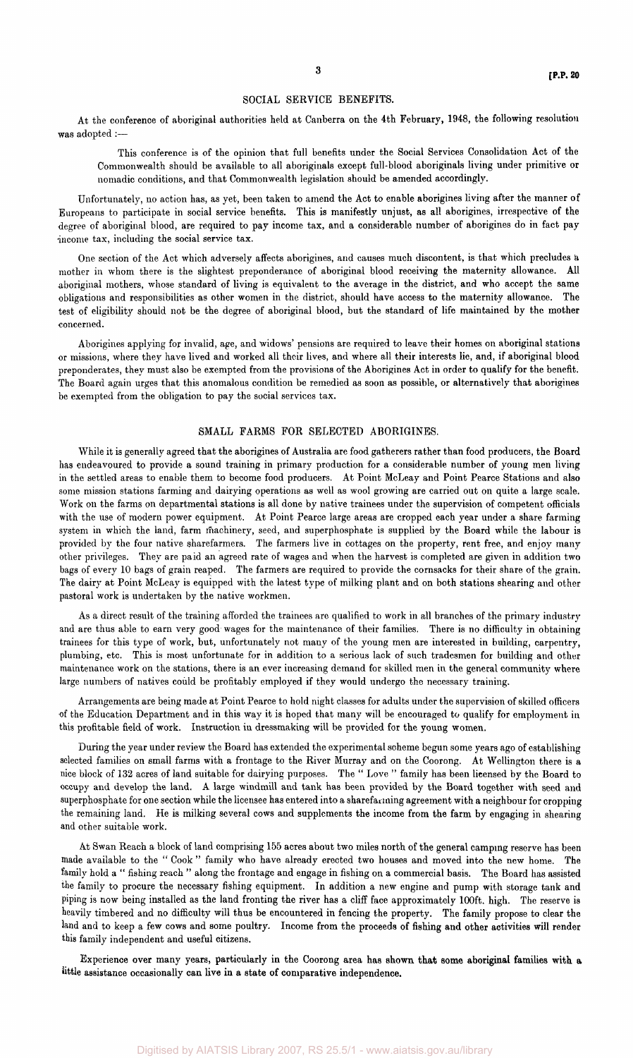## SOCIAL SERVICE BENEFITS.

At the conference of aboriginal authorities held at Canberra on the 4th February, 1948, the following resolution was adopted :—

> This conference is of the opinion that full benefits under the Social Services Consolidation Act of the Commonwealth should be available to all aboriginals except full-blood aboriginals living under primitive or nomadic conditions, and that Commonwealth legislation should be amended accordingly.

Unfortunately, no action has, as yet, been taken to amend the Act to enable aborigines living after the manner of Europeans to participate in social service benefits. This is manifestly unjust, as all aborigines, irrespective of the degree of aboriginal blood, are required to pay income tax, and a considerable number of aborigines do in fact pay income tax, including the social service tax.

One section of the Act which adversely affects aborigines, and causes much discontent, is that which precludes a mother in whom there is the slightest preponderance of aboriginal blood receiving the maternity allowance. All aboriginal mothers, whose standard of living is equivalent to the average in the district, and who accept the same obligations and responsibilities as other women in the district, should have access to the maternity allowance. The test of eligibility should not be the degree of aboriginal blood, but the standard of life maintained by the mother concerned.

Aborigines applying for invalid, age, and widows' pensions are required to leave their homes on aboriginal stations or missions, where they have lived and worked all their lives, and where all their interests lie, and, if aboriginal blood preponderates, they must also be exempted from the provisions of the Aborigines Act in order to qualify for the benefit. The Board again urges that this anomalous condition be remedied as soon as possible, or alternatively that aborigines be exempted from the obligation to pay the social services tax.

## SMALL FARMS FOR SELECTED ABORIGINES.

While it is generally agreed that the aborigines of Australia are food gatherers rather than food producers, the Board has endeavoured to provide a sound training in primary production for a considerable number of young men living in the settled areas to enable them to become food producers. At Point McLeay and Point Pearce Stations and also some mission stations farming and dairying operations as well as wool growing are carried out on quite a large scale. Work on the farms on departmental stations is all done by native trainees under the supervision of competent officials with the use of modern power equipment. At Point Pearce large areas are cropped each year under a share farming system in which the land, farm machinery, seed, and superphosphate is supplied by the Board while the labour is provided by the four native sharefarmers. The farmers live in cottages on the property, rent free, and enjoy many other privileges. They are paid an agreed rate of wages and when the harvest is completed are given in addition two bags of every 10 bags of grain reaped. The farmers are required to provide the cornsacks for their share of the grain. The dairy at Point McLeay is equipped with the latest type of milking plant and on both stations shearing and other pastoral work is undertaken by the native workmen.

As a direct result of the training afforded the trainees are qualified to work in all branches of the primary industry and are thus able to earn very good wages for the maintenance of their families. There is no difficulty in obtaining trainees for this type of work, but, unfortunately not many of the young men are interested in building, carpentry, plumbing, etc. This is most unfortunate for in addition to a serious lack of such tradesmen for building and other maintenance work on the stations, there is an ever increasing demand for skilled men in the general community where large numbers of natives could be profitably employed if they would undergo the necessary training.

Arrangements are being made at Point Pearce to hold night classes for adults under the supervision of skilled officers of the Education Department and in this way it is hoped that many will be encouraged to qualify for employment in this profitable field of work. Instruction in dressmaking will be provided for the young women.

During the year under review the Board has extended the experimental scheme begun some years ago of establishing selected families on small farms with a frontage to the River Murray and on the Coorong. At Wellington there is a nice block of 132 acres of land suitable for dairying purposes. The " Love " family has been licensed by the Board to occupy and develop the land. A large windmill and tank has been provided by the Board together with seed and superphosphate for one section while the licensee has entered into a sharefarming agreement with a neighbour for cropping the remaining land. He is milking several cows and supplements the income from the farm by engaging in shearing and other suitable work.

At Swan Reach a block of land comprising 155 acres about two miles north of the general camping reserve has been made available to the " Cook " family who have already erected two houses and moved into the new home. The family hold a " fishing reach " along the frontage and engage in fishing on a commercial basis. The Board has assisted the family to procure the necessary fishing equipment. In addition a new engine and pump with storage tank and piping is now being installed as the land fronting the river has a cliff face approximately 100ft. high. The reserve is heavily timbered and no difficulty will thus be encountered in fencing the property. The family propose to clear the land and to keep a few cows and some poultry. Income from the proceeds of fishing and other activities will render this family independent and useful citizens.

Experience over many years, particularly in the Coorong area has shown that some aboriginal families with a little assistance occasionally can live in a state of comparative independence.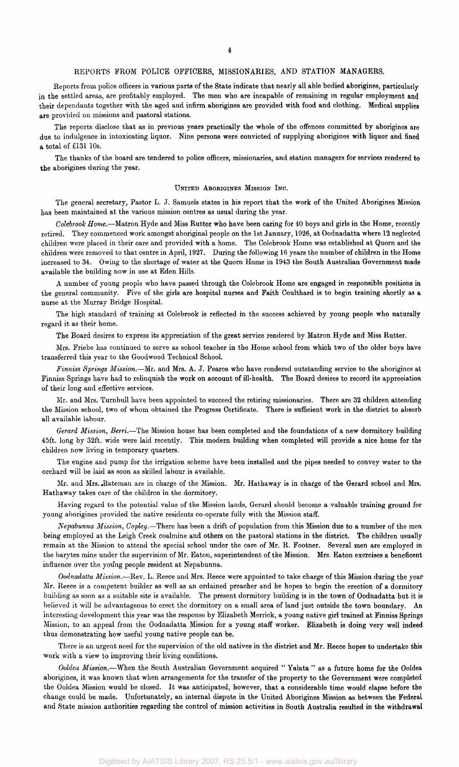## REPORTS FROM POLICE OFFICERS, MISSIONARIES, AND STATION MANAGERS.

Reports from police officers in various parts of the State indicate that nearly all able bodied aborigines, particularly in the settled areas, are profitably employed. The men who are incapable of remaining in regular employment and their dependants together with the aged and infirm aborigines are provided with food and clothing. Medical supplies are provided on missions and pastoral stations.

The reports disclose that as in previous years practically the whole of the offences committed by aborigines are due to indulgence in intoxicating liquor. Nine persons were convicted of supplying aborigines with liquor and fined a total of £131 10s.

The thanks of the board are tendered to police officers, missionaries, and station managers for services rendered to the aborigines during the year.

### United Aborigines Mission Inc.

The general secretary, Pastor L. J. Samuels states in his report that the work of the United Aborigines Mission has been maintained at the various mission centres as usual during the year.

*Colebrook Home.*—Matron Hyde and Miss Rutter who have been caring for 40 boys and girls in the Home, recently retired. They commenced work amongst aboriginal people on the 1st January, 1926, at Oodnadatta where 12 neglected children were placed in their care and provided with a home. The Colebrook Home was established at Quorn and the children were removed to that centre in April, 1927. During the following 16 years the number of children in the Home increased to 34. Owing to the shortage of water at the Quorn Home in 1943 the South Australian Government made available the building now in use at Eden Hills.

A number of young people who have passed through the Colebrook Home are engaged in responsible positions in the general community. Five of the girls are hospital nurses and Faith Coulthard is to begin training shortly as a nurse at the Murray Bridge Hospital.

The high standard of training at Colebrook is reflected in the success achieved by young people who naturally regard it as their home.

The Board desires to express its appreciation of the great service rendered by Matron Hyde and Miss Rutter.

Mrs. Friebe has continued to serve as school teacher in the Home school from which two of the older boys have transferred this year to the Goodwood Technical School.

*Finniss Springs Mission.*—Mr. and Mrs. A. J. Pearce who have rendered outstanding service to the aborigines at Finniss Springs have had to relinquish the work on account of ill-health. The Board desires to record its appreciation of their long and effective services.

Mr. and Mrs. Turnbull have been appointed to succeed the retiring missionaries. There are 32 children attending the Mission school, two of whom obtained the Progress Certificate. There is sufficient work in the district to absorb all available labour.

*Gerard Mission, Berri.*—The Mission house has been completed and the foundations of a new dormitory building 45ft. long by 32ft. wide were laid recently. This modern building when completed will provide a nice home for the children now living in temporary quarters.

The engine and pump for the irrigation scheme have been installed and the pipes needed to convey water to the orchard will be laid as soon as skilled labour is available.

Mr. and Mrs. Bateman are in charge of the Mission. Mr. Hathaway is in charge of the Gerard school and Mrs. Hathaway takes care of the children in the dormitory.

Having regard to the potential value of the Mission lands, Gerard should become a valuable training ground for young aborigines provided the native residents co-operate fully with the Mission staff.

*Nepabunna Mission, Copley.*—There has been a drift of population from this Mission due to a number of the men being employed at the Leigh Creek coalmine and others on the pastoral stations in the district. The children usually remain at the Mission to attend the special school under the care of Mr. R. Footner. Several men are employed in the barytes mine under the supervision of Mr. Eaton, superintendent of the Mission. Mrs. Eaton exercises a beneficent influence over the young people resident at Nepabunna.

*Oodnadatta Mission.*—Rev. L. Reece and Mrs. Reece were appointed to take charge of this Mission during the year Mr. Reece is a competent builder as well as an ordained preacher and he hopes to begin the erection of a dormitory building as soon as a suitable site is available. The present dormitory building is in the town of Oodnadatta but it is believed it will be advantageous to erect the dormitory on a small area of land just outside the town boundary. An interesting development this year was the response by Elizabeth Merrick, a young native girl trained at Finniss Springs Mission, to an appeal from the Oodnadatta Mission for a young staff worker. Elizabeth is doing very well indeed thus demonstrating how useful young native people can be.

There is an urgent need for the supervision of the old natives in the district and Mr. Reece hopes to undertake this work with a view to improving their living conditions.

*Ooldea Mission.*—When the South Australian Government acquired " Yalata " as a future home for the Ooldea aborigines, it was known that when arrangements for the transfer of the property to the Government were completed the Ooldea Mission would be closed. It was anticipated, however, that a considerable time would elapse before the change could be made. Unfortunately, an internal dispute in the United Aborigines Mission as between the Federal and State mission authorities regarding the control of mission activities in South Australia resulted in the withdrawal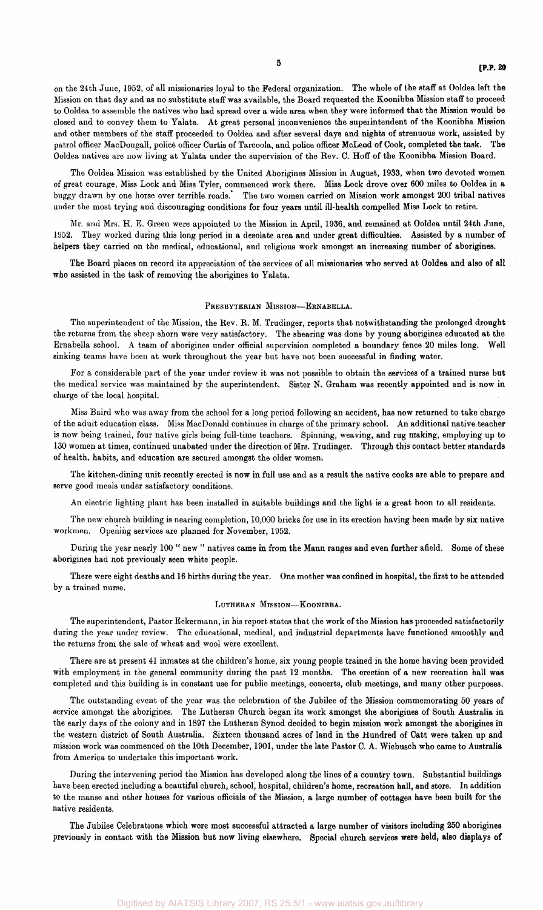on the 24th June, 1952, of all missionaries loyal to the Federal organization. The whole of the staff at Ooldea left the Mission on that day and as no substitute staff was available, the Board requested the Koonibba Mission staff to proceed to Ooldea to assemble the natives who had spread over a wide area when they were informed that the Mission would be closed and to convey them to Yalata. At great personal inconvenience the superintendent of the Koonibba Mission and other members of the staff proceeded to Ooldea and after several days and nights of strenuous work, assisted by patrol officer MacDougall, police officer Curtis of Tarcoola, and police officer McLeod of Cook, completed the task. The Ooldea natives are now living at Yalata under the supervision of the Rev. C. Hoff of the Koonibba Mission Board.

The Ooldea Mission was established by the United Aborigines Mission in August, 1933, when two devoted women of great courage, Miss Lock and Miss Tyler, commenced work there. Miss Lock drove over 600 miles to Ooldea in a buggy drawn by one horse over terrible roads. The two women carried on Mission work amongst 200 tribal natives under the most trying and discouraging conditions for four years until ill-health compelled Miss Lock to retire.

Mr. and Mrs. H. E. Green were appointed to the Mission in April, 1936, and remained at Ooldea until 24th June, 1952. They worked during this long period in a desolate area and under great difficulties. Assisted by a number of helpers they carried on the medical, educational, and religious work amongst an increasing number of aborigines.

The Board places on record its appreciation of the services of all missionaries who served at Ooldea and also of all who assisted in the task of removing the aborigines to Yalata.

## Presbyterian Mission—Ernabella.

The superintendent of the Mission, the Rev. R. M. Trudinger, reports that notwithstanding the prolonged drought the returns from the sheep shorn were very satisfactory. The shearing was done by young aborigines educated at the Ernabella school. A team of aborigines under official supervision completed a boundary fence 20 miles long. Well sinking teams have been at work throughout the year but have not been successful in finding water.

For a considerable part of the year under review it was not possible to obtain the services of a trained nurse but the medical service was maintained by the superintendent. Sister N. Graham was recently appointed and is now in charge of the local hospital.

Miss Baird who was away from the school for a long period following an accident, has now returned to take charge of the adult education class. Miss MacDonald continues in charge of the primary school. An additional native teacher is now being trained, four native girls being full-time teachers. Spinning, weaving, and rug making, employing up to 130 women at times, continued unabated under the direction of Mrs. Trudinger. Through this contact better standards of health, habits, and education are secured amongst the older women.

The kitchen-dining unit recently erected is now in full use and as a result the native cooks are able to prepare and serve good meals under satisfactory conditions.

An electric lighting plant has been installed in suitable buildings and the light is a great boon to all residents.

The new church building is nearing completion, 10,000 bricks for use in its erection having been made by six native workmen. Opening services are planned for November, 1952.

During the year nearly 100 " new " natives came in from the Mann ranges and even further afield. Some of these aborigines had not previously seen white people.

There were eight deaths and 16 births during the year. One mother was confined in hospital, the first to be attended by a trained nurse.

## Lutheran Mission—Koonibba.

The superintendent, Pastor Eckermann, in his report states that the work of the Mission has proceeded satisfactorily during the year under review. The educational, medical, and industrial departments have functioned smoothly and the returns from the sale of wheat and wool were excellent.

There are at present 41 inmates at the children's home, six young people trained in the home having been provided with employment in the general community during the past 12 months. The erection of a new recreation hall was completed and this building is in constant use for public meetings, concerts, club meetings, and many other purposes.

The outstanding event of the year was the celebration of the Jubilee of the Mission commemorating 50 years of service amongst the aborigines. The Lutheran Church began its work amongst the aborigines of South Australia in the early days of the colony and in 1897 the Lutheran Synod decided to begin mission work amongst the aborigines in the western district of South Australia. Sixteen thousand acres of land in the Hundred of Catt were taken up and mission work was commenced on the 10th December, 1901, under the late Pastor C. A. Wiebusch who came to Australia from America to undertake this important work.

During the intervening period the Mission has developed along the lines of a country town. Substantial buildings have been erected including a beautiful church, school, hospital, children's home, recreation hall, and store. In addition to the manse and other houses for various officials of the Mission, a large number of cottages have been built for the native residents.

The Jubilee Celebrations which were most successful attracted a large number of visitors including 250 aborigines previously in contact with the Mission but now living elsewhere. Special church services were held, also displays of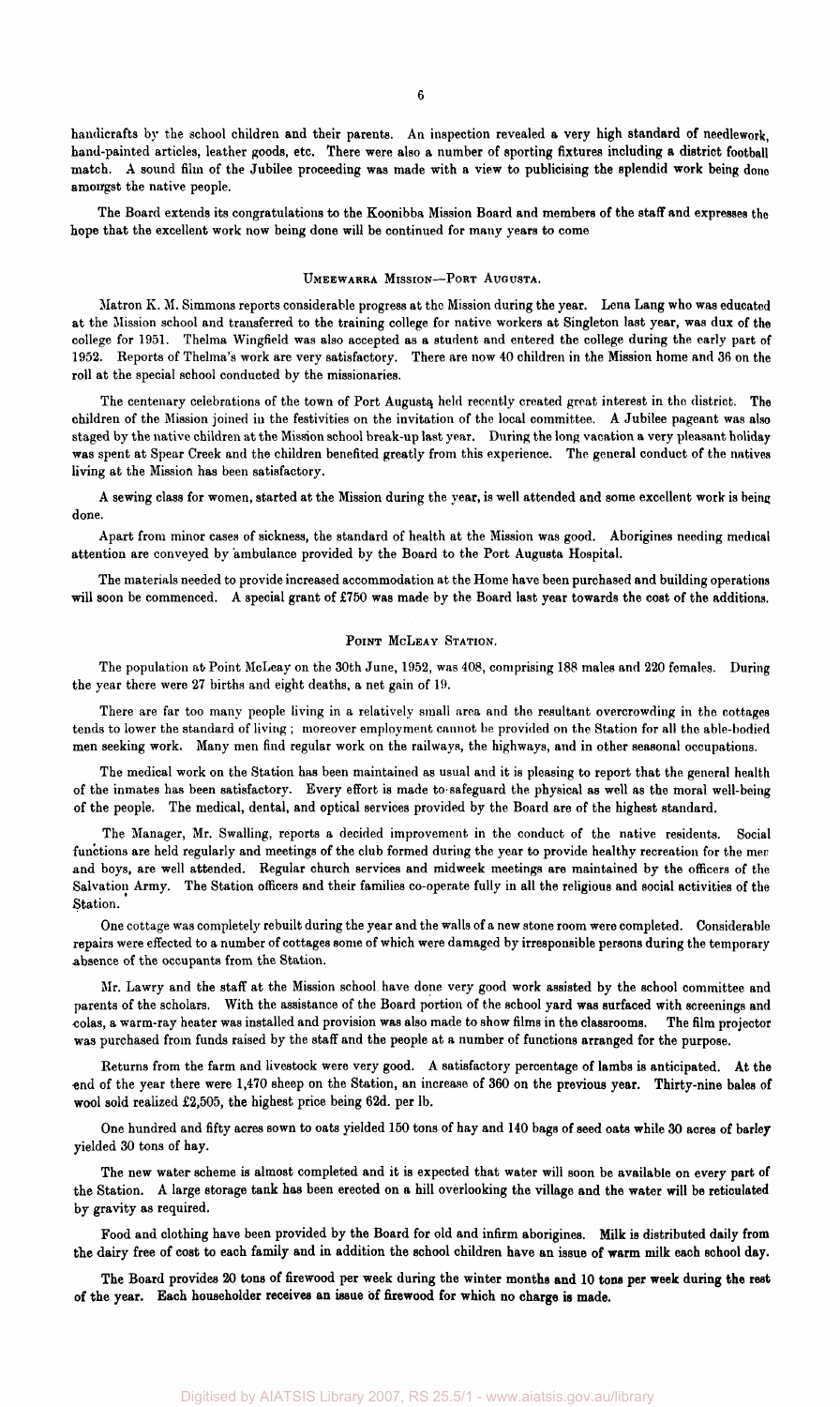handicrafts by the school children and their parents. An inspection revealed a very high standard of needlework, hand-painted articles, leather goods, etc. There were also a number of sporting fixtures including a district football match. A sound film of the Jubilee proceeding was made with a view to publicising the splendid work being done amongst the native people.

The Board extends its congratulations to the Koonibba Mission Board and members of the staff and expresses the hope that the excellent work now being done will be continued for many years to come

## UMEEWARRA MISSION—PORT AUGUSTA.

Matron K. M. Simmons reports considerable progress at the Mission during the year. Lena Lang who was educated at the Mission school and transferred to the training college for native workers at Singleton last year, was dux of the college for 1951. Thelma Wingfield was also accepted as a student and entered the college during the early part of 1952. Reports of Thelma's work are very satisfactory. There are now 40 children in the Mission home and 36 on the roll at the special school conducted by the missionaries.

The centenary celebrations of the town of Port Augusta held recently created great interest in the district. The children of the Mission joined in the festivities on the invitation of the local committee. A Jubilee pageant was also staged by the native children at the Mission school break-up last year. During the long vacation a very pleasant holiday was spent at Spear Creek and the children benefited greatly from this experience. The general conduct of the natives living at the Mission has been satisfactory.

A sewing class for women, started at the Mission during the year, is well attended and some excellent work is being done.

Apart from minor cases of sickness, the standard of health at the Mission was good. Aborigines needing medical attention are conveyed by ambulance provided by the Board to the Port Augusta Hospital.

The materials needed to provide increased accommodation at the Home have been purchased and building operations will soon be commenced. A special grant of £750 was made by the Board last year towards the cost of the additions.

## POINT MCLEAY STATION.

The population at Point McLeay on the 30th June, 1952, was 408, comprising 188 males and 220 females. During the year there were 27 births and eight deaths, a net gain of 19.

There are far too many people living in a relatively small area and the resultant overcrowding in the cottages tends to lower the standard of living; moreover employment cannot be provided on the Station for all the able-bodied men seeking work. Many men find regular work on the railways, the highways, and in other seasonal occupations.

The medical work on the Station has been maintained as usual and it is pleasing to report that the general health of the inmates has been satisfactory. Every effort is made to safeguard the physical as well as the moral well-being of the people. The medical, dental, and optical services provided by the Board are of the highest standard.

The Manager, Mr. Swalling, reports a decided improvement in the conduct of the native residents. Social functions are held regularly and meetings of the club formed during the year to provide healthy recreation for the men and boys, are well attended. Regular church services and midweek meetings are maintained by the officers of the Salvation Army. The Station officers and their families co-operate fully in all the religious and social activities of the Station.

One cottage was completely rebuilt during the year and the walls of a new stone room were completed. Considerable repairs were effected to a number of cottages some of which were damaged by irresponsible persons during the temporary absence of the occupants from the Station.

Mr. Lawry and the staff at the Mission school have done very good work assisted by the school committee and parents of the scholars. With the assistance of the Board portion of the school yard was surfaced with screenings and colas, a warm-ray heater was installed and provision was also made to show films in the classrooms. The film projector was purchased from funds raised by the staff and the people at a number of functions arranged for the purpose.

Returns from the farm and livestock were very good. A satisfactory percentage of lambs is anticipated. At the end of the year there were 1,470 sheep on the Station, an increase of 360 on the previous year. Thirty-nine bales of wool sold realized £2,505, the highest price being 62d. per lb.

One hundred and fifty acres sown to oats yielded 150 tons of hay and 140 bags of seed oats while 30 acres of barley yielded 30 tons of hay.

The new water scheme is almost completed and it is expected that water will soon be available on every part of the Station. A large storage tank has been erected on a hill overlooking the village and the water will be reticulated by gravity as required.

Food and clothing have been provided by the Board for old and infirm aborigines. Milk is distributed daily from the dairy free of cost to each family and in addition the school children have an issue of warm milk each school day.

The Board provides 20 tons of firewood per week during the winter months and 10 tons per week during the rest of the year. Each householder receives an issue of firewood for which no charge is made.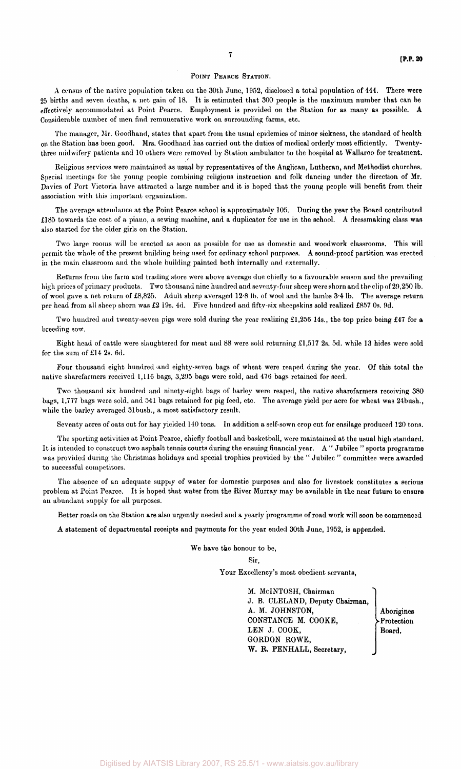## POINT PEARCE STATION.

A census of the native population taken on the 30th June, 1952, disclosed a total population of 444. There were 25 births and seven deaths, a net gain of 18. It is estimated that 300 people is the maximum number that can be effectively accommodated at Point Pearce. Employment is provided on the Station for as many as possible. A Considerable number of men find remunerative work on surrounding farms, etc.

The manager, Mr. Goodhand, states that apart from the usual epidemics of minor sickness, the standard of health on the Station has been good. Mrs. Goodhand has carried out the duties of medical orderly most efficiently. Twenty-three midwifery patients and 10 others were removed by Station ambulance to the hospital at Wallaroo for treatment.

Religious services were maintained as usual by representatives of the Anglican, Lutheran, and Methodist churches. Special meetings for the young people combining religious instruction and folk dancing under the direction of Mr. Davies of Port Victoria have attracted a large number and it is hoped that the young people will benefit from their association with this important organization.

The average attendance at the Point Pearce school is approximately 105. During the year the Board contributed £185 towards the cost of a piano, a sewing machine, and a duplicator for use in the school. A dressmaking class was also started for the older girls on the Station.

Two large rooms will be erected as soon as possible for use as domestic and woodwork classrooms. This will permit the whole of the present building being used for ordinary school purposes. A sound-proof partition was erected in the main classroom and the whole building painted both internally and externally.

Returns from the farm and trading store were above average due chiefly to a favourable season and the prevailing high prices of primary products. Two thousand nine hundred and seventy-four sheep were shorn and the clip of 29,250 lb. of wool gave a net return of £8,825. Adult sheep averaged 12·8 lb. of wool and the lambs 3·4 lb. The average return per head from all sheep shorn was £2 19s. 4d. Five hundred and fifty-six sheepskins sold realized £857 0s. 9d.

Two hundred and twenty-seven pigs were sold during the year realizing £1,256 14s., the top price being £47 for a breeding sow.

Eight head of cattle were slaughtered for meat and 88 were sold returning £1,517 2s. 5d. while 13 hides were sold for the sum of £14 2s. 6d.

Four thousand eight hundred and eighty-seven bags of wheat were reaped during the year. Of this total the native sharefarmers received 1,116 bags, 3,295 bags were sold, and 476 bags retained for seed.

Two thousand six hundred and ninety-eight bags of barley were reaped, the native sharefarmers receiving 380 bags, 1,777 bags were sold, and 541 bags retained for pig feed, etc. The average yield per acre for wheat was 24bush., while the barley averaged 31bush., a most satisfactory result.

Seventy acres of oats cut for hay yielded 140 tons. In addition a self-sown crop cut for ensilage produced 120 tons.

The sporting activities at Point Pearce, chiefly football and basketball, were maintained at the usual high standard. It is intended to construct two asphalt tennis courts during the ensuing financial year. A " Jubilee " sports programme was provided during the Christmas holidays and special trophies provided by the " Jubilee " committee were awarded to successful competitors.

The absence of an adequate supply of water for domestic purposes and also for livestock constitutes a serious problem at Point Pearce. It is hoped that water from the River Murray may be available in the near future to ensure an abundant supply for all purposes.

Better roads on the Station are also urgently needed and a yearly programme of road work will soon be commenced

A statement of departmental receipts and payments for the year ended 30th June, 1952, is appended.

We have the honour to be,

Sir,

Your Excellency's most obedient servants,

M. McINTOSH, Chairman
J. B. CLELAND, Deputy Chairman,
A. M. JOHNSTON,
CONSTANCE M. COOKE,
LEN J. COOK,
GORDON ROWE,
W. R. PENHALL, Secretary,

Aborigines Protection Board.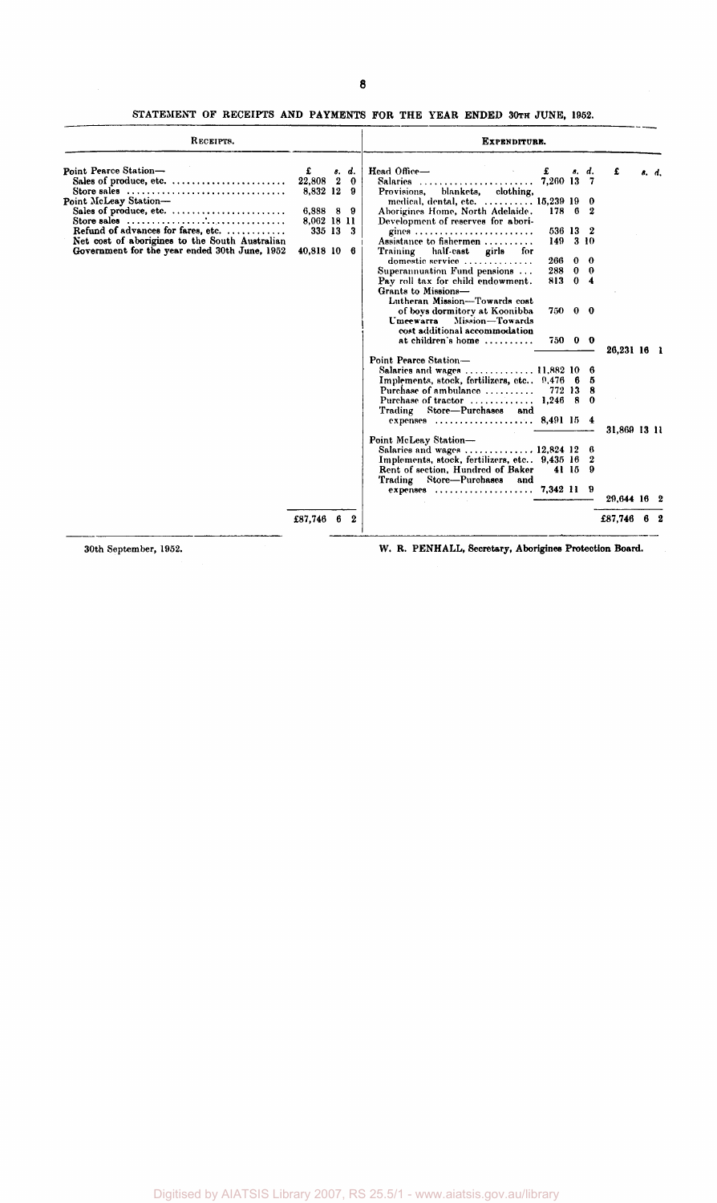STATEMENT OF RECEIPTS AND PAYMENTS FOR THE YEAR ENDED 30TH JUNE, 1952.

| RECEIPTS. | £ s. d. |
|---|---|
| Point Pearce Station— | |
| Sales of produce, etc. | 22,808 2 0 |
| Store sales | 8,832 12 9 |
| Point McLeay Station— | |
| Sales of produce, etc. | 6,888 8 9 |
| Store sales | 8,062 18 11 |
| Refund of advances for fares, etc. | 335 13 3 |
| Net cost of aborigines to the South Australian Government for the year ended 30th June, 1952 | 40,818 10 6 |
| | £87,746 6 2 |

| EXPENDITURE. | £ s. d. | £ s. d. |
|---|---|---|
| Head Office— | | |
| Salaries | 7,260 13 7 | |
| Provisions, blankets, clothing, medical, dental, etc. | 15,239 19 0 | |
| Aborigines Home, North Adelaide. | 178 6 2 | |
| Development of reserves for aborigines | 536 13 2 | |
| Assistance to fishermen | 149 3 10 | |
| Training half-caste girls for domestic service | 266 0 0 | |
| Superannuation Fund pensions | 288 0 0 | |
| Pay roll tax for child endowment. | 813 0 4 | |
| Grants to Missions— | | |
| Lutheran Mission—Towards cost of boys dormitory at Koonibba | 750 0 0 | |
| Umeewarra Mission—Towards cost additional accommodation at children's home | 750 0 0 | |
| | | 26,231 16 1 |
| Point Pearce Station— | | |
| Salaries and wages | 11,882 10 6 | |
| Implements, stock, fertilizers, etc. | 9,476 6 5 | |
| Purchase of ambulance | 772 13 8 | |
| Purchase of tractor | 1,246 8 0 | |
| Trading Store—Purchases and expenses | 8,491 15 4 | |
| | | 31,869 13 11 |
| Point McLeay Station— | | |
| Salaries and wages | 12,824 12 6 | |
| Implements, stock, fertilizers, etc. | 9,435 16 2 | |
| Rent of section, Hundred of Baker | 41 15 9 | |
| Trading Store—Purchases and expenses | 7,342 11 9 | |
| | | 29,644 16 2 |
| | | £87,746 6 2 |

30th September, 1952.

W. R. PENHALL, Secretary, Aborigines Protection Board.